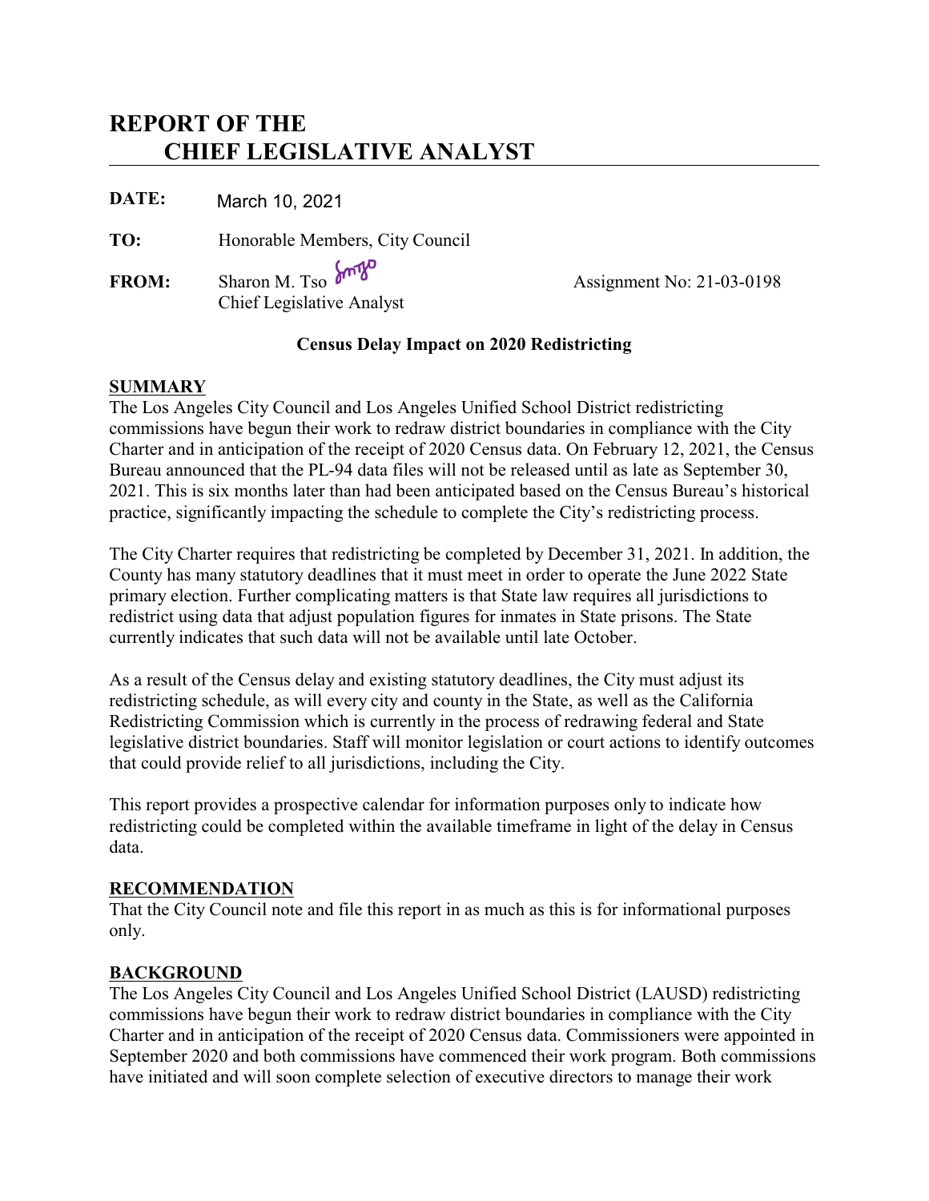# REPORT OF THE CHIEF LEGISLATIVE ANALYST

**DATE:** March 10, 2021

**TO:** Honorable Members, City Council

**FROM:** Sharon M. Tso
Chief Legislative Analyst

Assignment No: 21-03-0198

**Census Delay Impact on 2020 Redistricting**

## SUMMARY

The Los Angeles City Council and Los Angeles Unified School District redistricting commissions have begun their work to redraw district boundaries in compliance with the City Charter and in anticipation of the receipt of 2020 Census data. On February 12, 2021, the Census Bureau announced that the PL-94 data files will not be released until as late as September 30, 2021. This is six months later than had been anticipated based on the Census Bureau's historical practice, significantly impacting the schedule to complete the City's redistricting process.

The City Charter requires that redistricting be completed by December 31, 2021. In addition, the County has many statutory deadlines that it must meet in order to operate the June 2022 State primary election. Further complicating matters is that State law requires all jurisdictions to redistrict using data that adjust population figures for inmates in State prisons. The State currently indicates that such data will not be available until late October.

As a result of the Census delay and existing statutory deadlines, the City must adjust its redistricting schedule, as will every city and county in the State, as well as the California Redistricting Commission which is currently in the process of redrawing federal and State legislative district boundaries. Staff will monitor legislation or court actions to identify outcomes that could provide relief to all jurisdictions, including the City.

This report provides a prospective calendar for information purposes only to indicate how redistricting could be completed within the available timeframe in light of the delay in Census data.

## RECOMMENDATION

That the City Council note and file this report in as much as this is for informational purposes only.

## BACKGROUND

The Los Angeles City Council and Los Angeles Unified School District (LAUSD) redistricting commissions have begun their work to redraw district boundaries in compliance with the City Charter and in anticipation of the receipt of 2020 Census data. Commissioners were appointed in September 2020 and both commissions have commenced their work program. Both commissions have initiated and will soon complete selection of executive directors to manage their work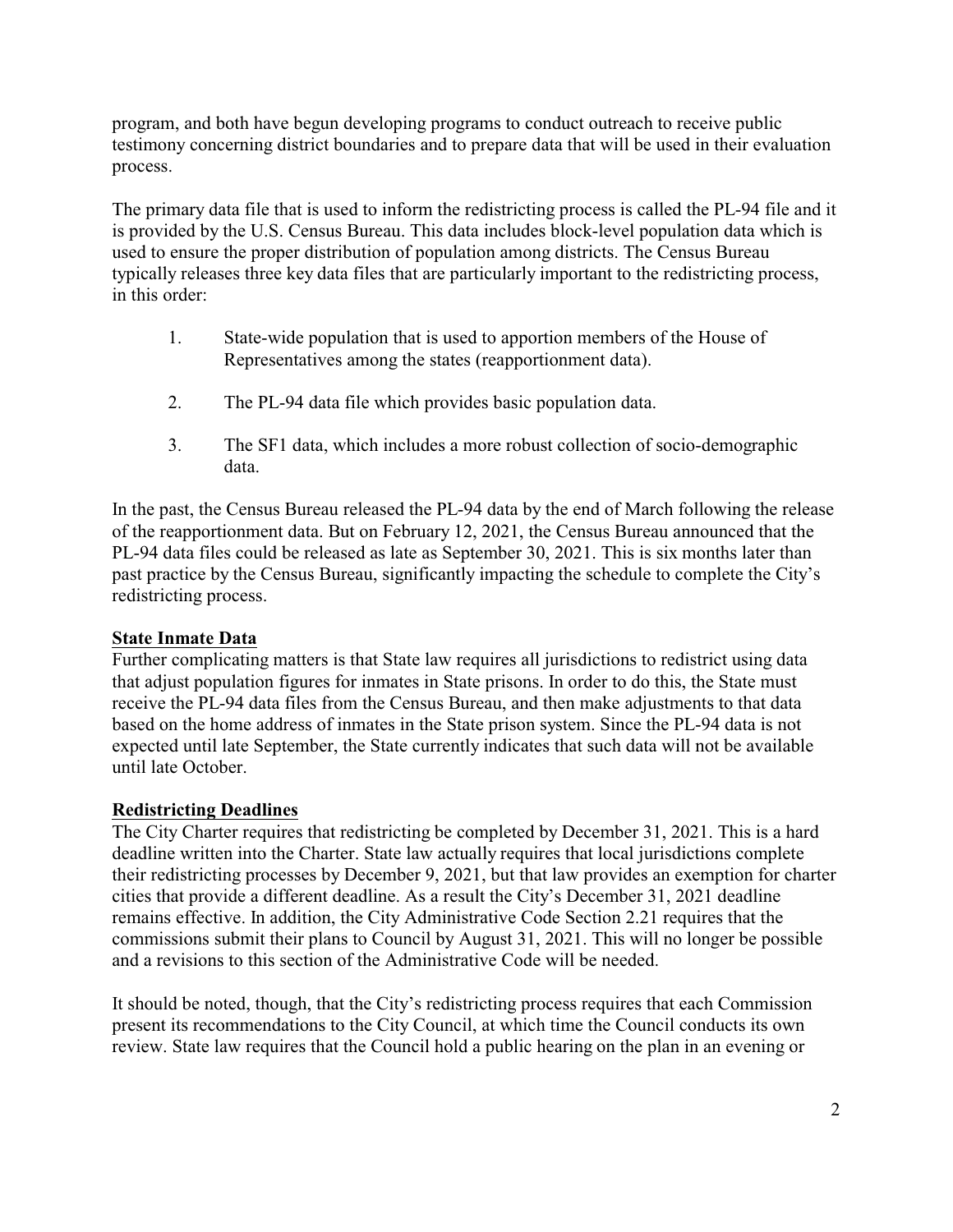program, and both have begun developing programs to conduct outreach to receive public testimony concerning district boundaries and to prepare data that will be used in their evaluation process.

The primary data file that is used to inform the redistricting process is called the PL-94 file and it is provided by the U.S. Census Bureau. This data includes block-level population data which is used to ensure the proper distribution of population among districts. The Census Bureau typically releases three key data files that are particularly important to the redistricting process, in this order:

1. State-wide population that is used to apportion members of the House of Representatives among the states (reapportionment data).

2. The PL-94 data file which provides basic population data.

3. The SF1 data, which includes a more robust collection of socio-demographic data.

In the past, the Census Bureau released the PL-94 data by the end of March following the release of the reapportionment data. But on February 12, 2021, the Census Bureau announced that the PL-94 data files could be released as late as September 30, 2021. This is six months later than past practice by the Census Bureau, significantly impacting the schedule to complete the City's redistricting process.

**State Inmate Data**

Further complicating matters is that State law requires all jurisdictions to redistrict using data that adjust population figures for inmates in State prisons. In order to do this, the State must receive the PL-94 data files from the Census Bureau, and then make adjustments to that data based on the home address of inmates in the State prison system. Since the PL-94 data is not expected until late September, the State currently indicates that such data will not be available until late October.

**Redistricting Deadlines**

The City Charter requires that redistricting be completed by December 31, 2021. This is a hard deadline written into the Charter. State law actually requires that local jurisdictions complete their redistricting processes by December 9, 2021, but that law provides an exemption for charter cities that provide a different deadline. As a result the City's December 31, 2021 deadline remains effective. In addition, the City Administrative Code Section 2.21 requires that the commissions submit their plans to Council by August 31, 2021. This will no longer be possible and a revisions to this section of the Administrative Code will be needed.

It should be noted, though, that the City's redistricting process requires that each Commission present its recommendations to the City Council, at which time the Council conducts its own review. State law requires that the Council hold a public hearing on the plan in an evening or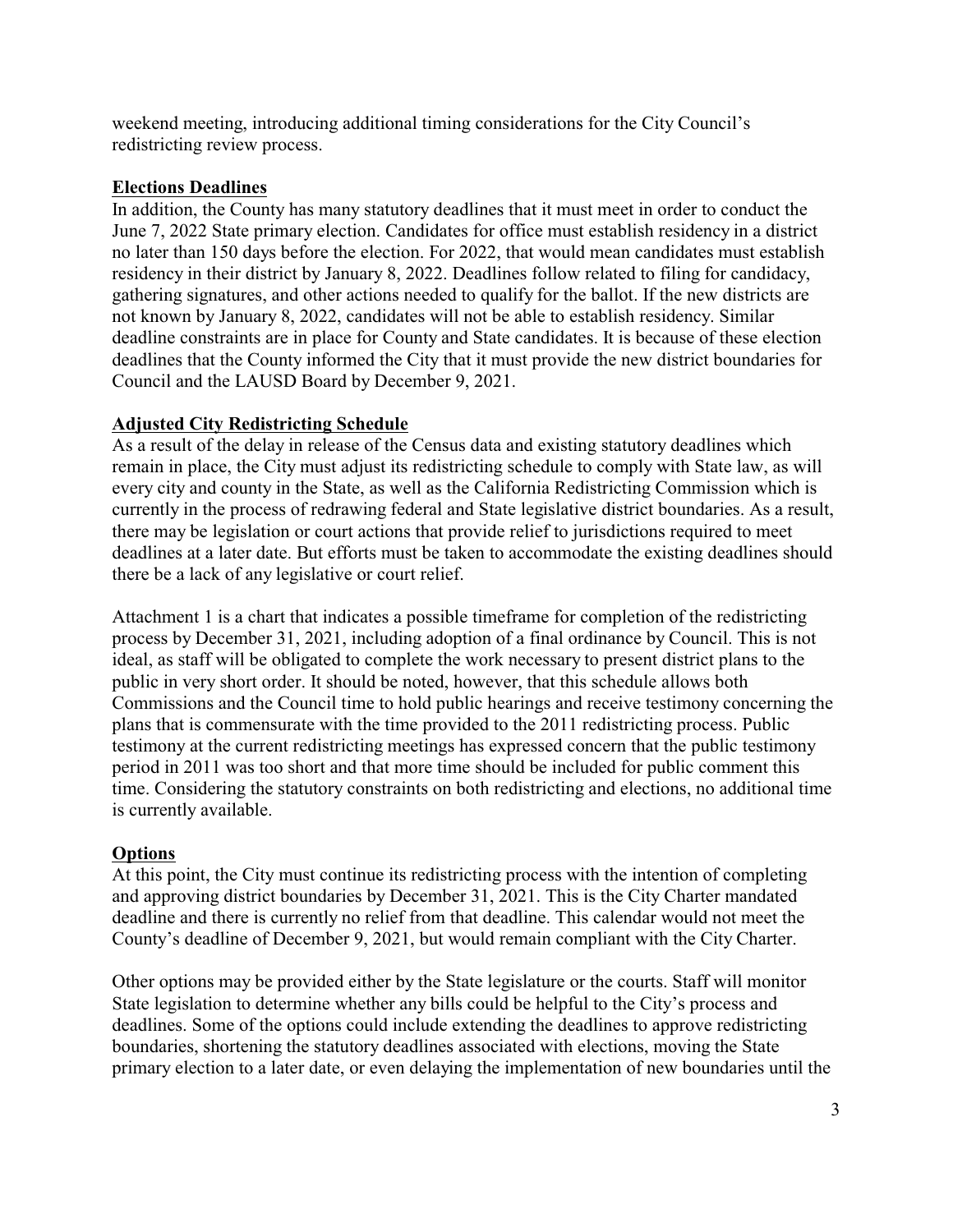weekend meeting, introducing additional timing considerations for the City Council's redistricting review process.

**Elections Deadlines**

In addition, the County has many statutory deadlines that it must meet in order to conduct the June 7, 2022 State primary election. Candidates for office must establish residency in a district no later than 150 days before the election. For 2022, that would mean candidates must establish residency in their district by January 8, 2022. Deadlines follow related to filing for candidacy, gathering signatures, and other actions needed to qualify for the ballot. If the new districts are not known by January 8, 2022, candidates will not be able to establish residency. Similar deadline constraints are in place for County and State candidates. It is because of these election deadlines that the County informed the City that it must provide the new district boundaries for Council and the LAUSD Board by December 9, 2021.

**Adjusted City Redistricting Schedule**

As a result of the delay in release of the Census data and existing statutory deadlines which remain in place, the City must adjust its redistricting schedule to comply with State law, as will every city and county in the State, as well as the California Redistricting Commission which is currently in the process of redrawing federal and State legislative district boundaries. As a result, there may be legislation or court actions that provide relief to jurisdictions required to meet deadlines at a later date. But efforts must be taken to accommodate the existing deadlines should there be a lack of any legislative or court relief.

Attachment 1 is a chart that indicates a possible timeframe for completion of the redistricting process by December 31, 2021, including adoption of a final ordinance by Council. This is not ideal, as staff will be obligated to complete the work necessary to present district plans to the public in very short order. It should be noted, however, that this schedule allows both Commissions and the Council time to hold public hearings and receive testimony concerning the plans that is commensurate with the time provided to the 2011 redistricting process. Public testimony at the current redistricting meetings has expressed concern that the public testimony period in 2011 was too short and that more time should be included for public comment this time. Considering the statutory constraints on both redistricting and elections, no additional time is currently available.

**Options**

At this point, the City must continue its redistricting process with the intention of completing and approving district boundaries by December 31, 2021. This is the City Charter mandated deadline and there is currently no relief from that deadline. This calendar would not meet the County's deadline of December 9, 2021, but would remain compliant with the City Charter.

Other options may be provided either by the State legislature or the courts. Staff will monitor State legislation to determine whether any bills could be helpful to the City's process and deadlines. Some of the options could include extending the deadlines to approve redistricting boundaries, shortening the statutory deadlines associated with elections, moving the State primary election to a later date, or even delaying the implementation of new boundaries until the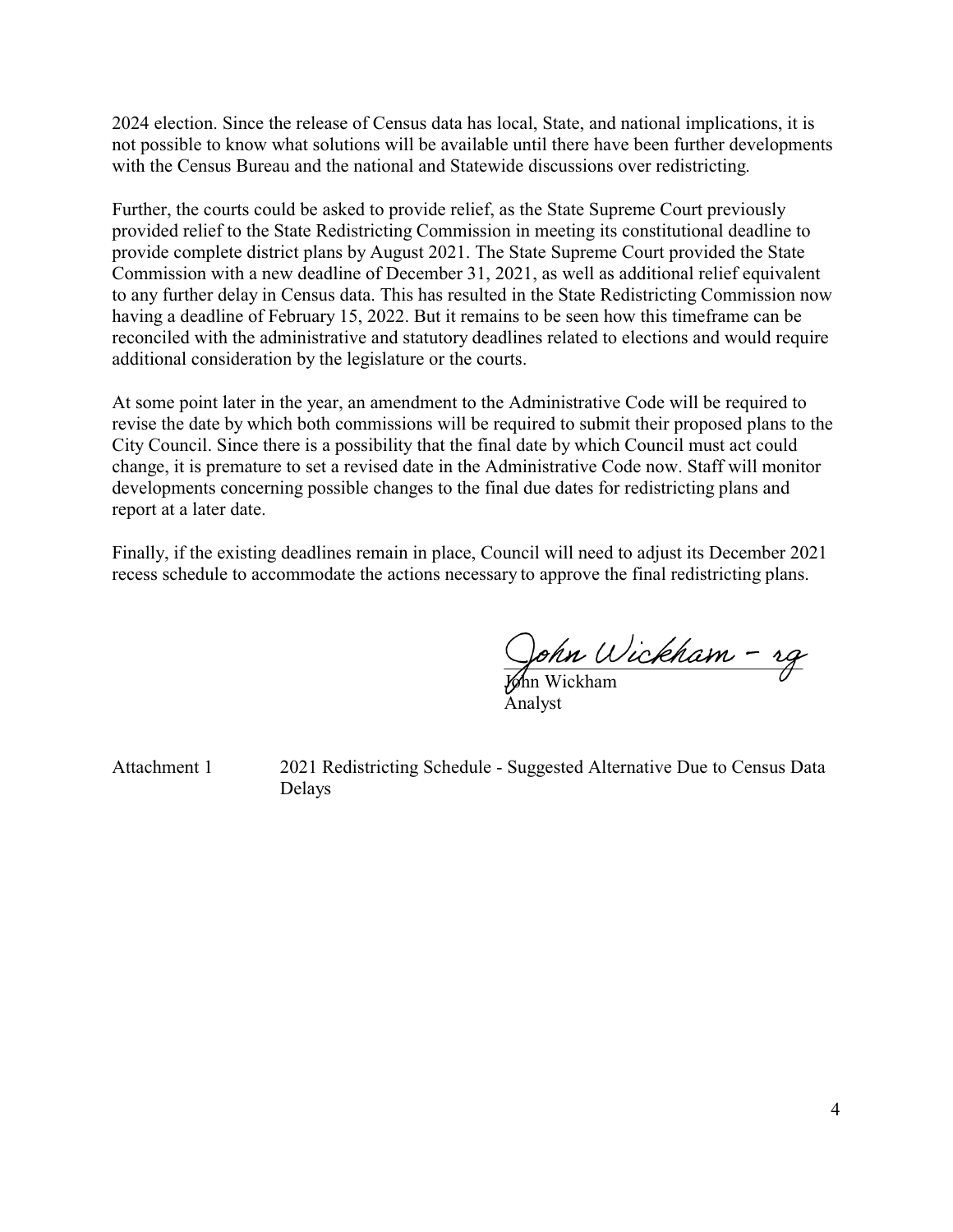2024 election. Since the release of Census data has local, State, and national implications, it is not possible to know what solutions will be available until there have been further developments with the Census Bureau and the national and Statewide discussions over redistricting.

Further, the courts could be asked to provide relief, as the State Supreme Court previously provided relief to the State Redistricting Commission in meeting its constitutional deadline to provide complete district plans by August 2021. The State Supreme Court provided the State Commission with a new deadline of December 31, 2021, as well as additional relief equivalent to any further delay in Census data. This has resulted in the State Redistricting Commission now having a deadline of February 15, 2022. But it remains to be seen how this timeframe can be reconciled with the administrative and statutory deadlines related to elections and would require additional consideration by the legislature or the courts.

At some point later in the year, an amendment to the Administrative Code will be required to revise the date by which both commissions will be required to submit their proposed plans to the City Council. Since there is a possibility that the final date by which Council must act could change, it is premature to set a revised date in the Administrative Code now. Staff will monitor developments concerning possible changes to the final due dates for redistricting plans and report at a later date.

Finally, if the existing deadlines remain in place, Council will need to adjust its December 2021 recess schedule to accommodate the actions necessary to approve the final redistricting plans.

John Wickham - rg

John Wickham
Analyst

Attachment 1 2021 Redistricting Schedule - Suggested Alternative Due to Census Data Delays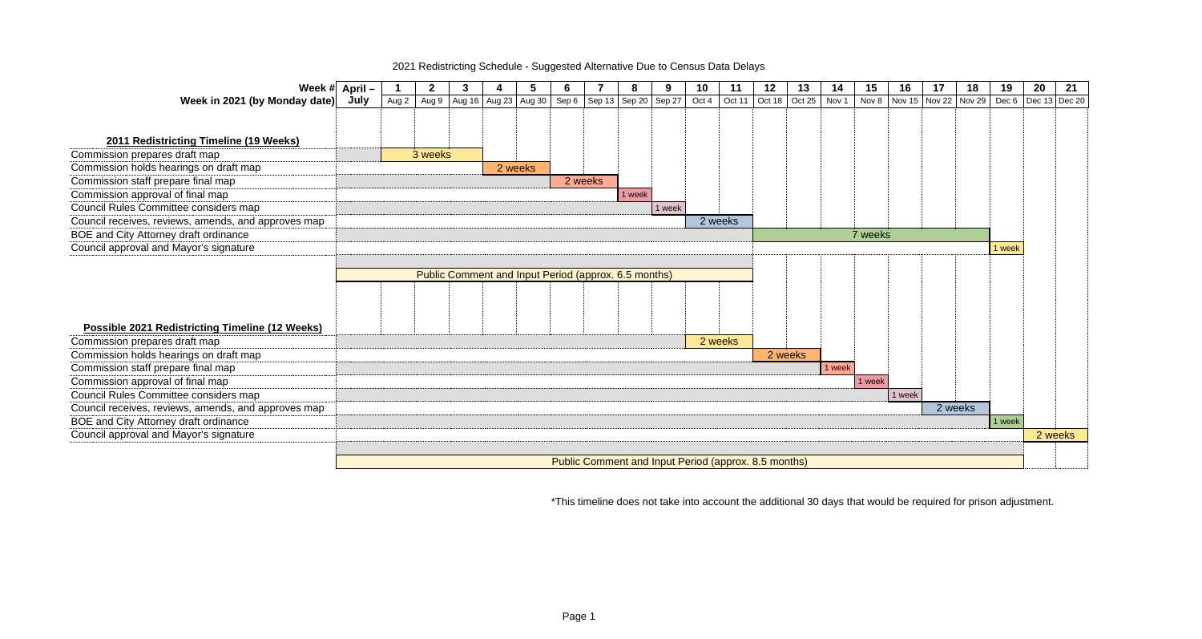2021 Redistricting Schedule - Suggested Alternative Due to Census Data Delays

| Week # | April – July | 1 | 2 | 3 | 4 | 5 | 6 | 7 | 8 | 9 | 10 | 11 | 12 | 13 | 14 | 15 | 16 | 17 | 18 | 19 | 20 | 21 |
|---|---|---|---|---|---|---|---|---|---|---|---|---|---|---|---|---|---|---|---|---|---|---|
| **Week in 2021 (by Monday date)** | | Aug 2 | Aug 9 | Aug 16 | Aug 23 | Aug 30 | Sep 6 | Sep 13 | Sep 20 | Sep 27 | Oct 4 | Oct 11 | Oct 18 | Oct 25 | Nov 1 | Nov 8 | Nov 15 | Nov 22 | Nov 29 | Dec 6 | Dec 13 | Dec 20 |
| **2011 Redistricting Timeline (19 Weeks)** | | | | | | | | | | | | | | | | | | | | | | |
| Commission prepares draft map | | 3 weeks | | | | | | | | | | | | | | | | | | | | |
| Commission holds hearings on draft map | | | | | 2 weeks | | | | | | | | | | | | | | | | | |
| Commission staff prepare final map | | | | | | | 2 weeks | | | | | | | | | | | | | | | |
| Commission approval of final map | | | | | | | | | 1 week | | | | | | | | | | | | | |
| Council Rules Committee considers map | | | | | | | | | | 1 week | | | | | | | | | | | | |
| Council receives, reviews, amends, and approves map | | | | | | | | | | | 2 weeks | | | | | | | | | | | |
| BOE and City Attorney draft ordinance | | | | | | | | | | | | | 7 weeks | | | | | | | | | |
| Council approval and Mayor's signature | | | | | | | | | | | | | | | | | | | | 1 week | | |
| | Public Comment and Input Period (approx. 6.5 months) | | | | | | | | | | | | | | | | | | | | | |
| **Possible 2021 Redistricting Timeline (12 Weeks)** | | | | | | | | | | | | | | | | | | | | | | |
| Commission prepares draft map | | | | | | | | | | | 2 weeks | | | | | | | | | | | |
| Commission holds hearings on draft map | | | | | | | | | | | | | 2 weeks | | | | | | | | | |
| Commission staff prepare final map | | | | | | | | | | | | | | | 1 week | | | | | | | |
| Commission approval of final map | | | | | | | | | | | | | | | | 1 week | | | | | | |
| Council Rules Committee considers map | | | | | | | | | | | | | | | | | 1 week | | | | | |
| Council receives, reviews, amends, and approves map | | | | | | | | | | | | | | | | | | 2 weeks | | | | |
| BOE and City Attorney draft ordinance | | | | | | | | | | | | | | | | | | | | 1 week | | |
| Council approval and Mayor's signature | | | | | | | | | | | | | | | | | | | | | 2 weeks | |
| | Public Comment and Input Period (approx. 8.5 months) | | | | | | | | | | | | | | | | | | | | | |

*This timeline does not take into account the additional 30 days that would be required for prison adjustment.